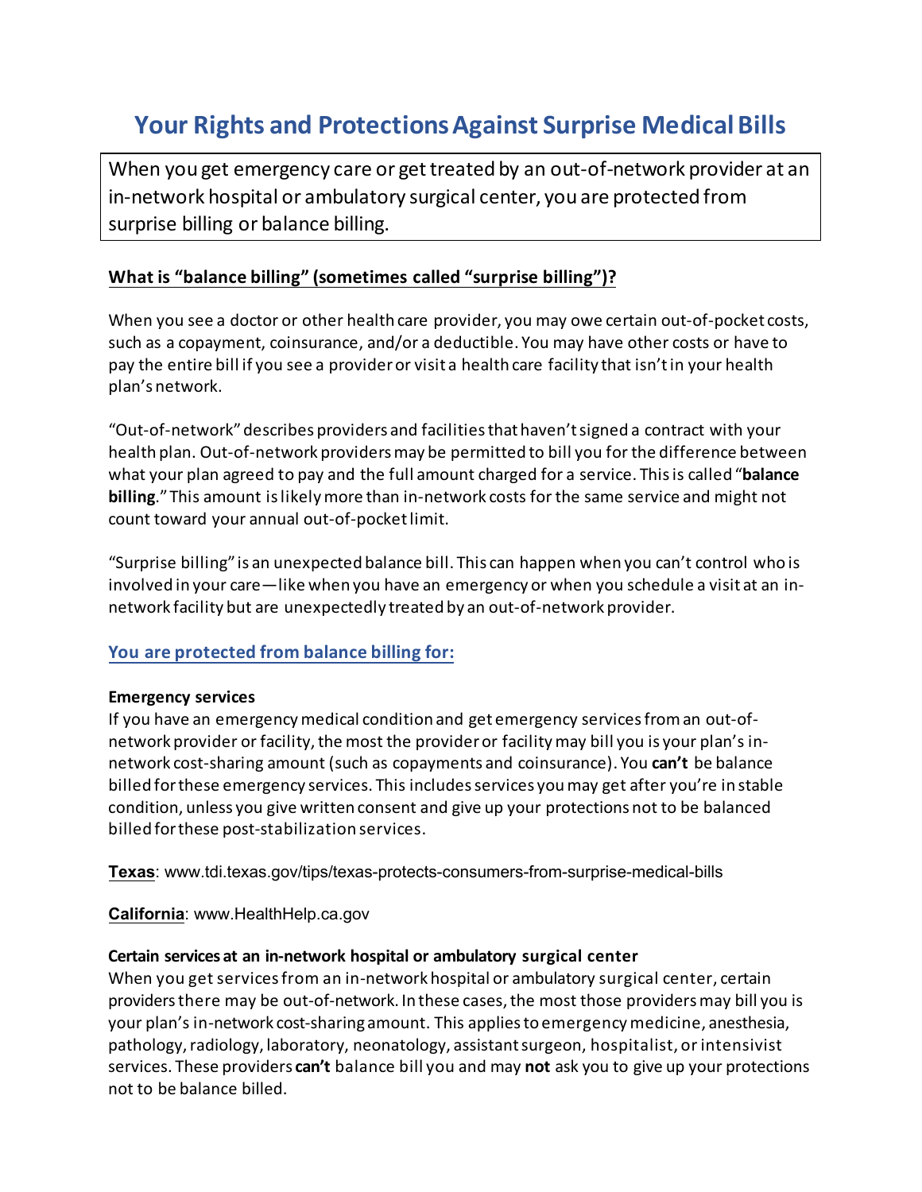# Your Rights and Protections Against Surprise Medical Bills

When you get emergency care or get treated by an out-of-network provider at an in-network hospital or ambulatory surgical center, you are protected from surprise billing or balance billing.

## What is "balance billing" (sometimes called "surprise billing")?

When you see a doctor or other health care provider, you may owe certain out-of-pocket costs, such as a copayment, coinsurance, and/or a deductible. You may have other costs or have to pay the entire bill if you see a provider or visit a health care facility that isn't in your health plan's network.

"Out-of-network" describes providers and facilities that haven't signed a contract with your health plan. Out-of-network providers may be permitted to bill you for the difference between what your plan agreed to pay and the full amount charged for a service. This is called "**balance billing**." This amount is likely more than in-network costs for the same service and might not count toward your annual out-of-pocket limit.

"Surprise billing" is an unexpected balance bill. This can happen when you can't control who is involved in your care—like when you have an emergency or when you schedule a visit at an in-network facility but are unexpectedly treated by an out-of-network provider.

## You are protected from balance billing for:

### Emergency services

If you have an emergency medical condition and get emergency services from an out-of-network provider or facility, the most the provider or facility may bill you is your plan's in-network cost-sharing amount (such as copayments and coinsurance). You **can't** be balance billed for these emergency services. This includes services you may get after you're in stable condition, unless you give written consent and give up your protections not to be balanced billed for these post-stabilization services.

**Texas**: www.tdi.texas.gov/tips/texas-protects-consumers-from-surprise-medical-bills

**California**: www.HealthHelp.ca.gov

### Certain services at an in-network hospital or ambulatory surgical center

When you get services from an in-network hospital or ambulatory surgical center, certain providers there may be out-of-network. In these cases, the most those providers may bill you is your plan's in-network cost-sharing amount. This applies to emergency medicine, anesthesia, pathology, radiology, laboratory, neonatology, assistant surgeon, hospitalist, or intensivist services. These providers **can't** balance bill you and may **not** ask you to give up your protections not to be balance billed.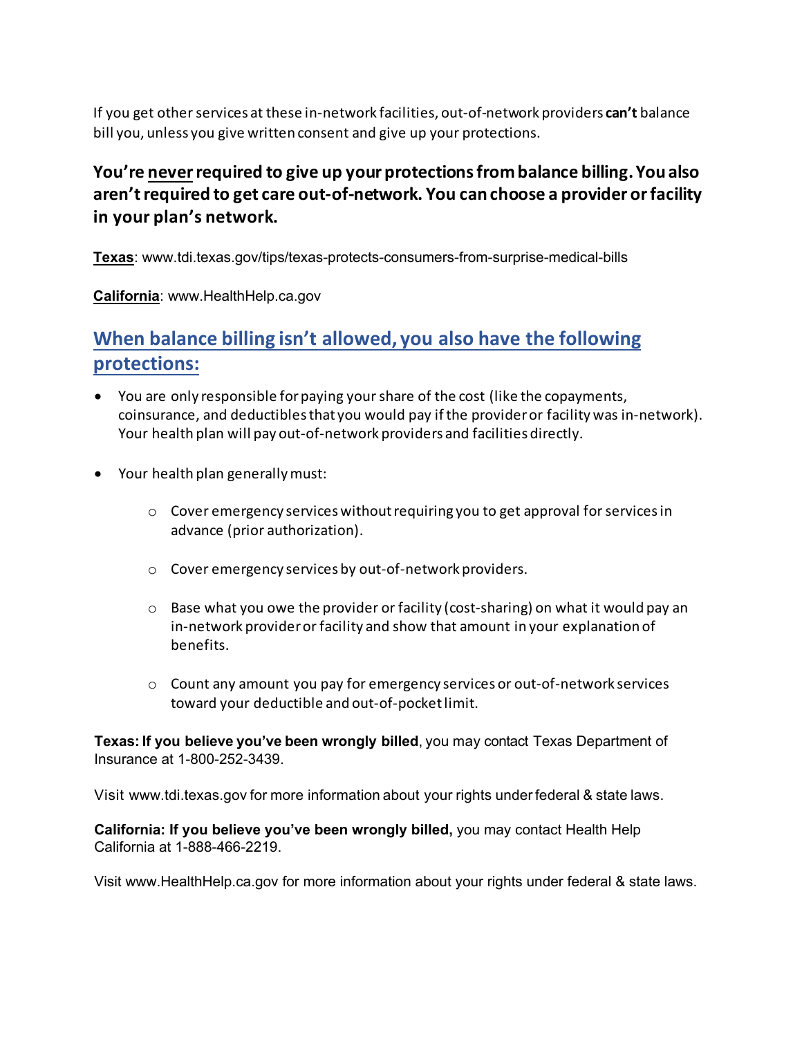If you get other services at these in-network facilities, out-of-network providers **can't** balance bill you, unless you give written consent and give up your protections.

**You're never required to give up your protections from balance billing. You also aren't required to get care out-of-network. You can choose a provider or facility in your plan's network.**

**Texas**: www.tdi.texas.gov/tips/texas-protects-consumers-from-surprise-medical-bills

**California**: www.HealthHelp.ca.gov

## When balance billing isn't allowed, you also have the following protections:

- You are only responsible for paying your share of the cost (like the copayments, coinsurance, and deductibles that you would pay if the provider or facility was in-network). Your health plan will pay out-of-network providers and facilities directly.

- Your health plan generally must:
  - Cover emergency services without requiring you to get approval for services in advance (prior authorization).
  - Cover emergency services by out-of-network providers.
  - Base what you owe the provider or facility (cost-sharing) on what it would pay an in-network provider or facility and show that amount in your explanation of benefits.
  - Count any amount you pay for emergency services or out-of-network services toward your deductible and out-of-pocket limit.

**Texas: If you believe you've been wrongly billed**, you may contact Texas Department of Insurance at 1-800-252-3439.

Visit www.tdi.texas.gov for more information about your rights under federal & state laws.

**California: If you believe you've been wrongly billed,** you may contact Health Help California at 1-888-466-2219.

Visit www.HealthHelp.ca.gov for more information about your rights under federal & state laws.